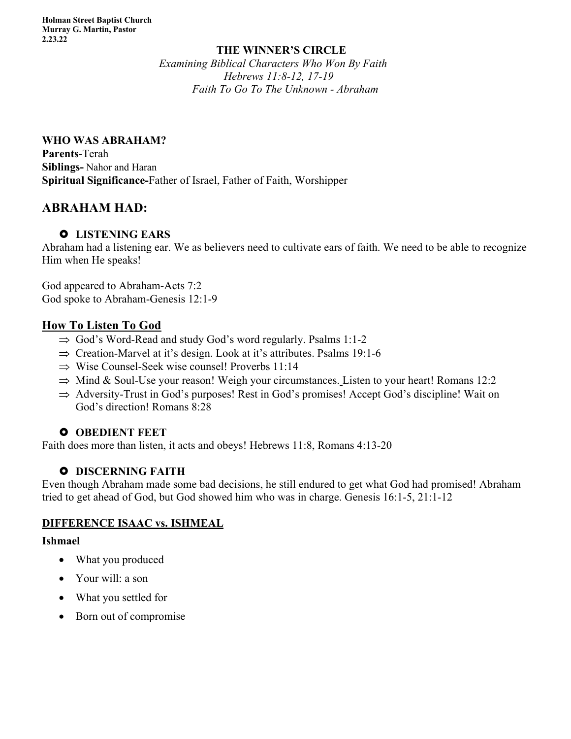**Holman Street Baptist Church**
**Murray G. Martin, Pastor**
**2.23.22**

# THE WINNER'S CIRCLE

*Examining Biblical Characters Who Won By Faith*
*Hebrews 11:8-12, 17-19*
*Faith To Go To The Unknown - Abraham*

**WHO WAS ABRAHAM?**
**Parents**-Terah
**Siblings-** Nahor and Haran
**Spiritual Significance-**Father of Israel, Father of Faith, Worshipper

## ABRAHAM HAD:

- **LISTENING EARS**

Abraham had a listening ear. We as believers need to cultivate ears of faith. We need to be able to recognize Him when He speaks!

God appeared to Abraham-Acts 7:2
God spoke to Abraham-Genesis 12:1-9

### How To Listen To God

- ⇒ God's Word-Read and study God's word regularly. Psalms 1:1-2
- ⇒ Creation-Marvel at it's design. Look at it's attributes. Psalms 19:1-6
- ⇒ Wise Counsel-Seek wise counsel! Proverbs 11:14
- ⇒ Mind & Soul-Use your reason! Weigh your circumstances. Listen to your heart! Romans 12:2
- ⇒ Adversity-Trust in God's purposes! Rest in God's promises! Accept God's discipline! Wait on God's direction! Romans 8:28

- **OBEDIENT FEET**

Faith does more than listen, it acts and obeys! Hebrews 11:8, Romans 4:13-20

- **DISCERNING FAITH**

Even though Abraham made some bad decisions, he still endured to get what God had promised! Abraham tried to get ahead of God, but God showed him who was in charge. Genesis 16:1-5, 21:1-12

### DIFFERENCE ISAAC vs. ISHMEAL

**Ishmael**

- What you produced
- Your will: a son
- What you settled for
- Born out of compromise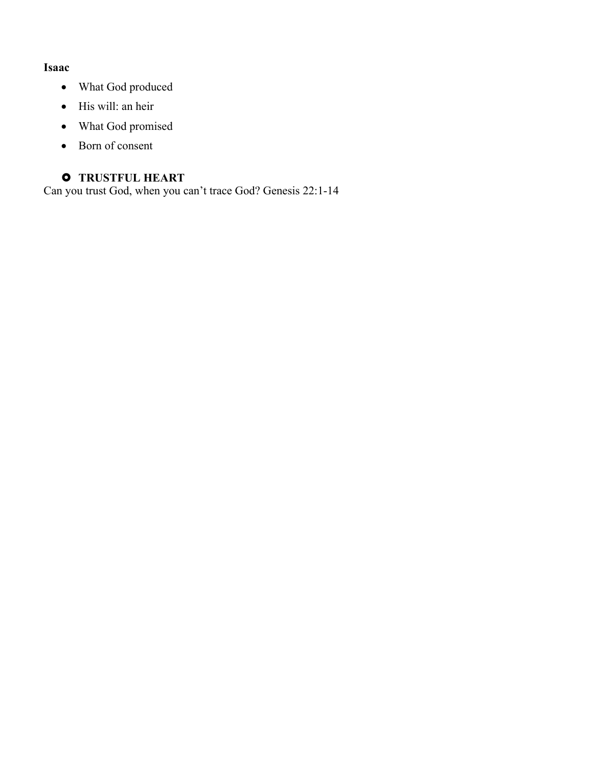**Isaac**

- What God produced
- His will: an heir
- What God promised
- Born of consent

- **TRUSTFUL HEART**

Can you trust God, when you can't trace God? Genesis 22:1-14